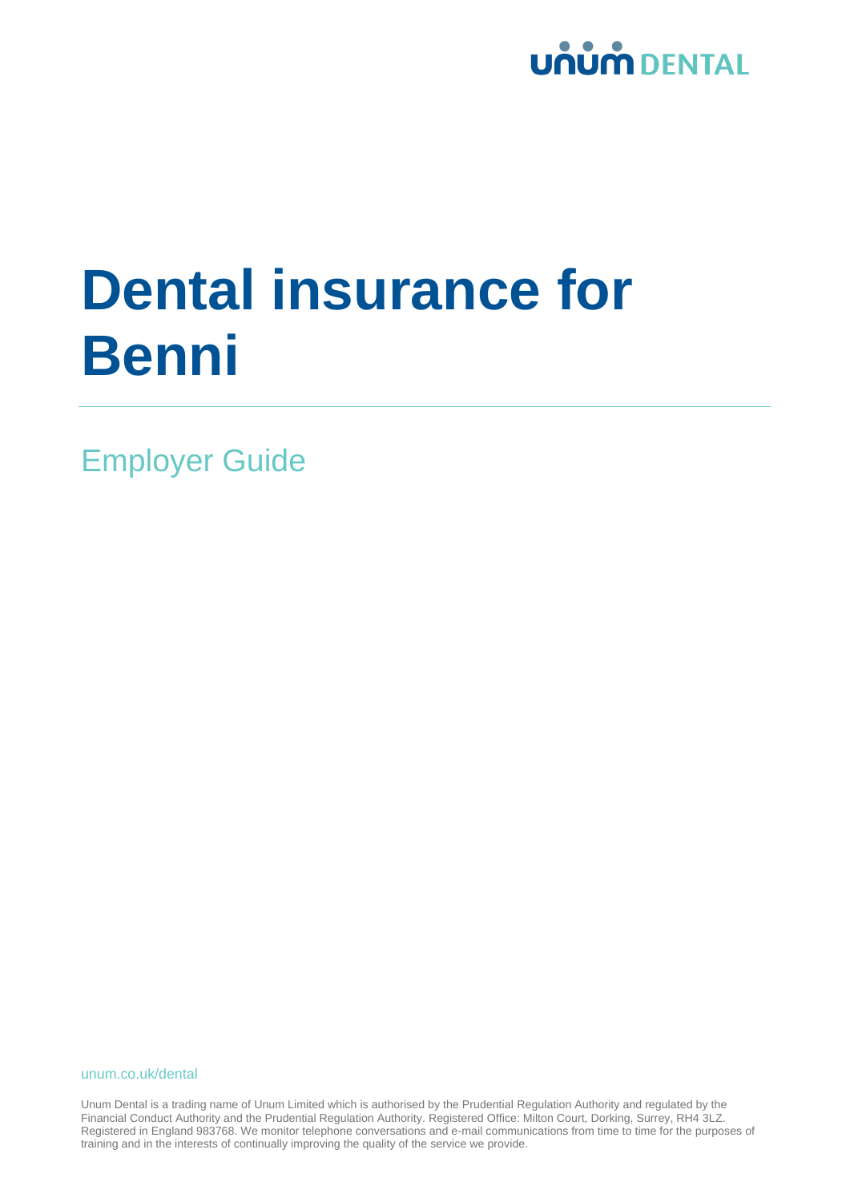unum DENTAL

# Dental insurance for Benni

## Employer Guide

unum.co.uk/dental

Unum Dental is a trading name of Unum Limited which is authorised by the Prudential Regulation Authority and regulated by the Financial Conduct Authority and the Prudential Regulation Authority. Registered Office: Milton Court, Dorking, Surrey, RH4 3LZ. Registered in England 983768. We monitor telephone conversations and e-mail communications from time to time for the purposes of training and in the interests of continually improving the quality of the service we provide.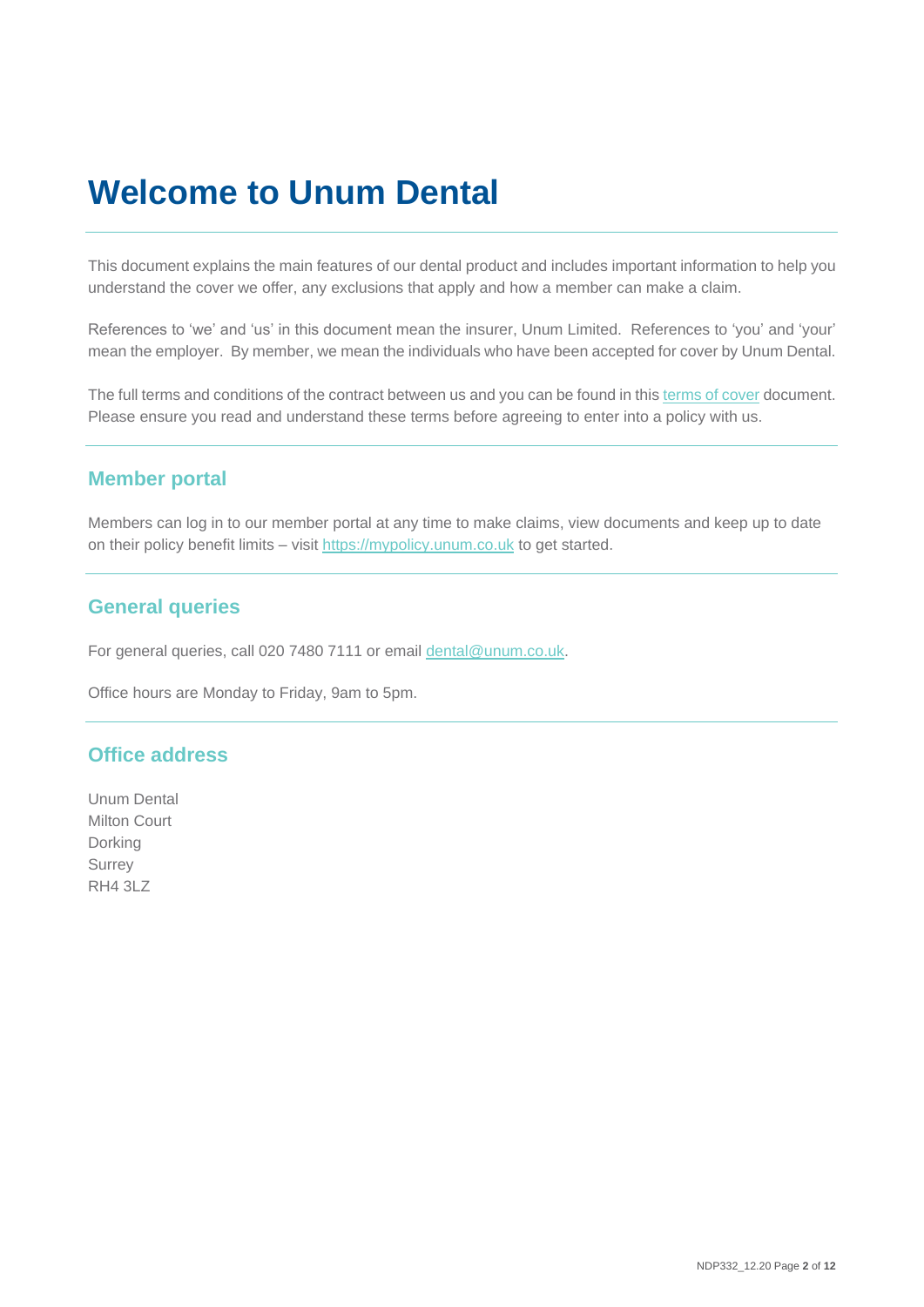# Welcome to Unum Dental

This document explains the main features of our dental product and includes important information to help you understand the cover we offer, any exclusions that apply and how a member can make a claim.

References to 'we' and 'us' in this document mean the insurer, Unum Limited. References to 'you' and 'your' mean the employer. By member, we mean the individuals who have been accepted for cover by Unum Dental.

The full terms and conditions of the contract between us and you can be found in this terms of cover document. Please ensure you read and understand these terms before agreeing to enter into a policy with us.

## Member portal

Members can log in to our member portal at any time to make claims, view documents and keep up to date on their policy benefit limits – visit https://mypolicy.unum.co.uk to get started.

## General queries

For general queries, call 020 7480 7111 or email dental@unum.co.uk.

Office hours are Monday to Friday, 9am to 5pm.

## Office address

Unum Dental
Milton Court
Dorking
Surrey
RH4 3LZ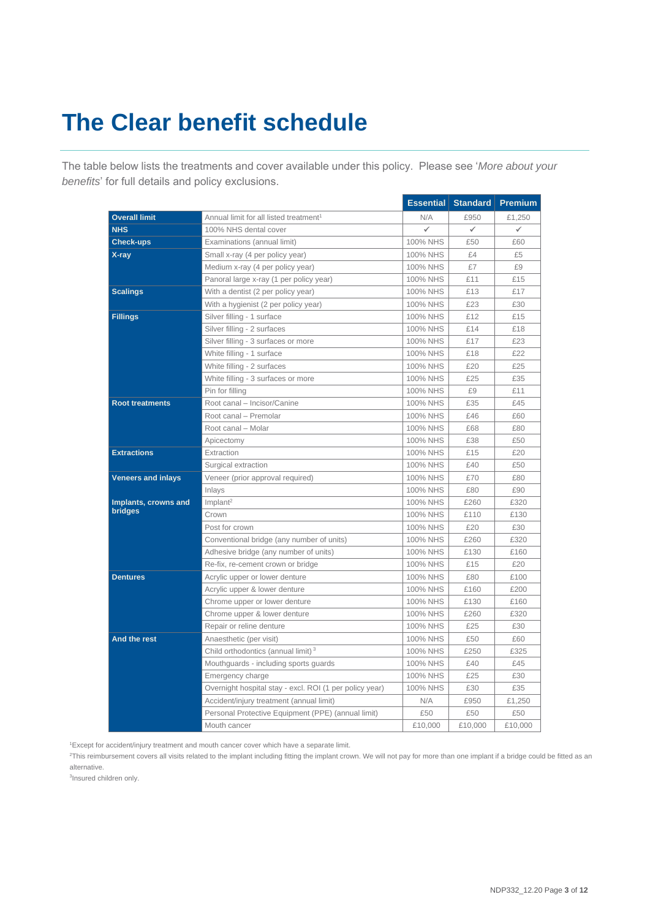# The Clear benefit schedule

The table below lists the treatments and cover available under this policy. Please see '*More about your benefits*' for full details and policy exclusions.

| | | Essential | Standard | Premium |
|---|---|---|---|---|
| **Overall limit** | Annual limit for all listed treatment[1] | N/A | £950 | £1,250 |
| **NHS** | 100% NHS dental cover | ✓ | ✓ | ✓ |
| **Check-ups** | Examinations (annual limit) | 100% NHS | £50 | £60 |
| **X-ray** | Small x-ray (4 per policy year) | 100% NHS | £4 | £5 |
| | Medium x-ray (4 per policy year) | 100% NHS | £7 | £9 |
| | Panoral large x-ray (1 per policy year) | 100% NHS | £11 | £15 |
| **Scalings** | With a dentist (2 per policy year) | 100% NHS | £13 | £17 |
| | With a hygienist (2 per policy year) | 100% NHS | £23 | £30 |
| **Fillings** | Silver filling - 1 surface | 100% NHS | £12 | £15 |
| | Silver filling - 2 surfaces | 100% NHS | £14 | £18 |
| | Silver filling - 3 surfaces or more | 100% NHS | £17 | £23 |
| | White filling - 1 surface | 100% NHS | £18 | £22 |
| | White filling - 2 surfaces | 100% NHS | £20 | £25 |
| | White filling - 3 surfaces or more | 100% NHS | £25 | £35 |
| | Pin for filling | 100% NHS | £9 | £11 |
| **Root treatments** | Root canal – Incisor/Canine | 100% NHS | £35 | £45 |
| | Root canal – Premolar | 100% NHS | £46 | £60 |
| | Root canal – Molar | 100% NHS | £68 | £80 |
| | Apicectomy | 100% NHS | £38 | £50 |
| **Extractions** | Extraction | 100% NHS | £15 | £20 |
| | Surgical extraction | 100% NHS | £40 | £50 |
| **Veneers and inlays** | Veneer (prior approval required) | 100% NHS | £70 | £80 |
| | Inlays | 100% NHS | £80 | £90 |
| **Implants, crowns and bridges** | Implant[2] | 100% NHS | £260 | £320 |
| | Crown | 100% NHS | £110 | £130 |
| | Post for crown | 100% NHS | £20 | £30 |
| | Conventional bridge (any number of units) | 100% NHS | £260 | £320 |
| | Adhesive bridge (any number of units) | 100% NHS | £130 | £160 |
| | Re-fix, re-cement crown or bridge | 100% NHS | £15 | £20 |
| **Dentures** | Acrylic upper or lower denture | 100% NHS | £80 | £100 |
| | Acrylic upper & lower denture | 100% NHS | £160 | £200 |
| | Chrome upper or lower denture | 100% NHS | £130 | £160 |
| | Chrome upper & lower denture | 100% NHS | £260 | £320 |
| | Repair or reline denture | 100% NHS | £25 | £30 |
| **And the rest** | Anaesthetic (per visit) | 100% NHS | £50 | £60 |
| | Child orthodontics (annual limit)[3] | 100% NHS | £250 | £325 |
| | Mouthguards - including sports guards | 100% NHS | £40 | £45 |
| | Emergency charge | 100% NHS | £25 | £30 |
| | Overnight hospital stay - excl. ROI (1 per policy year) | 100% NHS | £30 | £35 |
| | Accident/injury treatment (annual limit) | N/A | £950 | £1,250 |
| | Personal Protective Equipment (PPE) (annual limit) | £50 | £50 | £50 |
| | Mouth cancer | £10,000 | £10,000 | £10,000 |

[1]Except for accident/injury treatment and mouth cancer cover which have a separate limit.

[2]This reimbursement covers all visits related to the implant including fitting the implant crown. We will not pay for more than one implant if a bridge could be fitted as an alternative.

[3]Insured children only.

NDP332_12.20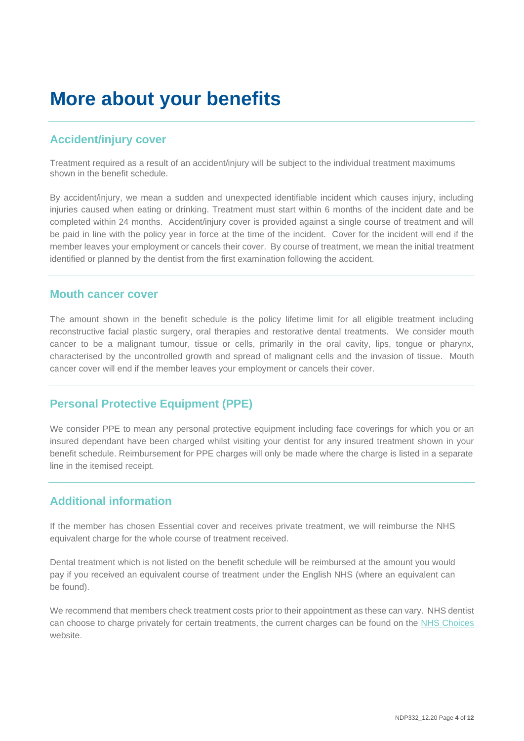# More about your benefits

## Accident/injury cover

Treatment required as a result of an accident/injury will be subject to the individual treatment maximums shown in the benefit schedule.

By accident/injury, we mean a sudden and unexpected identifiable incident which causes injury, including injuries caused when eating or drinking. Treatment must start within 6 months of the incident date and be completed within 24 months. Accident/injury cover is provided against a single course of treatment and will be paid in line with the policy year in force at the time of the incident. Cover for the incident will end if the member leaves your employment or cancels their cover. By course of treatment, we mean the initial treatment identified or planned by the dentist from the first examination following the accident.

## Mouth cancer cover

The amount shown in the benefit schedule is the policy lifetime limit for all eligible treatment including reconstructive facial plastic surgery, oral therapies and restorative dental treatments. We consider mouth cancer to be a malignant tumour, tissue or cells, primarily in the oral cavity, lips, tongue or pharynx, characterised by the uncontrolled growth and spread of malignant cells and the invasion of tissue. Mouth cancer cover will end if the member leaves your employment or cancels their cover.

## Personal Protective Equipment (PPE)

We consider PPE to mean any personal protective equipment including face coverings for which you or an insured dependant have been charged whilst visiting your dentist for any insured treatment shown in your benefit schedule. Reimbursement for PPE charges will only be made where the charge is listed in a separate line in the itemised receipt.

## Additional information

If the member has chosen Essential cover and receives private treatment, we will reimburse the NHS equivalent charge for the whole course of treatment received.

Dental treatment which is not listed on the benefit schedule will be reimbursed at the amount you would pay if you received an equivalent course of treatment under the English NHS (where an equivalent can be found).

We recommend that members check treatment costs prior to their appointment as these can vary. NHS dentist can choose to charge privately for certain treatments, the current charges can be found on the NHS Choices website.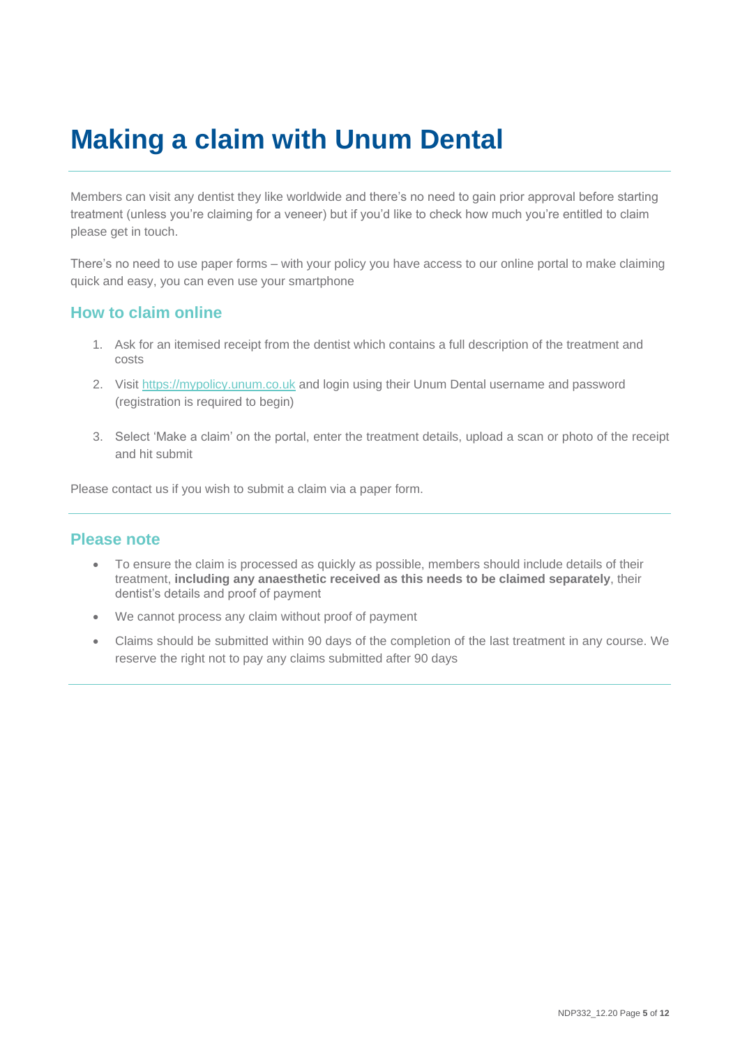# Making a claim with Unum Dental

Members can visit any dentist they like worldwide and there's no need to gain prior approval before starting treatment (unless you're claiming for a veneer) but if you'd like to check how much you're entitled to claim please get in touch.

There's no need to use paper forms – with your policy you have access to our online portal to make claiming quick and easy, you can even use your smartphone

## How to claim online

1. Ask for an itemised receipt from the dentist which contains a full description of the treatment and costs
2. Visit https://mypolicy.unum.co.uk and login using their Unum Dental username and password (registration is required to begin)
3. Select 'Make a claim' on the portal, enter the treatment details, upload a scan or photo of the receipt and hit submit

Please contact us if you wish to submit a claim via a paper form.

## Please note

- To ensure the claim is processed as quickly as possible, members should include details of their treatment, **including any anaesthetic received as this needs to be claimed separately**, their dentist's details and proof of payment
- We cannot process any claim without proof of payment
- Claims should be submitted within 90 days of the completion of the last treatment in any course. We reserve the right not to pay any claims submitted after 90 days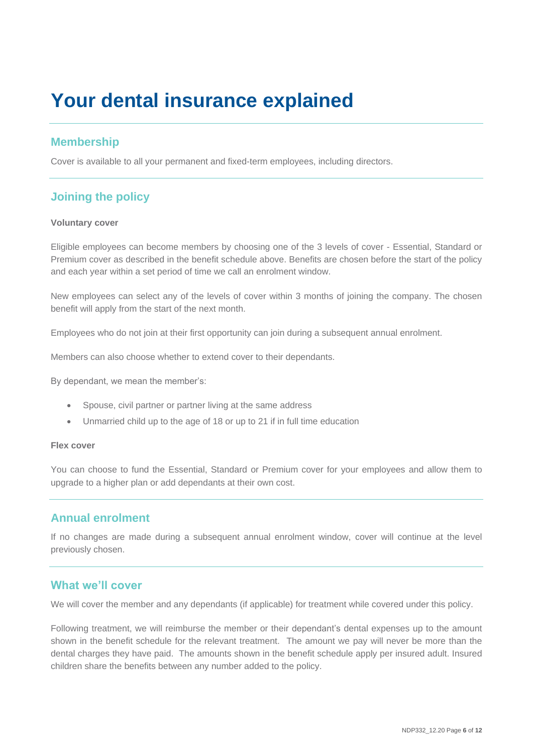# Your dental insurance explained

## Membership

Cover is available to all your permanent and fixed-term employees, including directors.

## Joining the policy

**Voluntary cover**

Eligible employees can become members by choosing one of the 3 levels of cover - Essential, Standard or Premium cover as described in the benefit schedule above. Benefits are chosen before the start of the policy and each year within a set period of time we call an enrolment window.

New employees can select any of the levels of cover within 3 months of joining the company. The chosen benefit will apply from the start of the next month.

Employees who do not join at their first opportunity can join during a subsequent annual enrolment.

Members can also choose whether to extend cover to their dependants.

By dependant, we mean the member's:

- Spouse, civil partner or partner living at the same address
- Unmarried child up to the age of 18 or up to 21 if in full time education

**Flex cover**

You can choose to fund the Essential, Standard or Premium cover for your employees and allow them to upgrade to a higher plan or add dependants at their own cost.

## Annual enrolment

If no changes are made during a subsequent annual enrolment window, cover will continue at the level previously chosen.

## What we'll cover

We will cover the member and any dependants (if applicable) for treatment while covered under this policy.

Following treatment, we will reimburse the member or their dependant's dental expenses up to the amount shown in the benefit schedule for the relevant treatment. The amount we pay will never be more than the dental charges they have paid. The amounts shown in the benefit schedule apply per insured adult. Insured children share the benefits between any number added to the policy.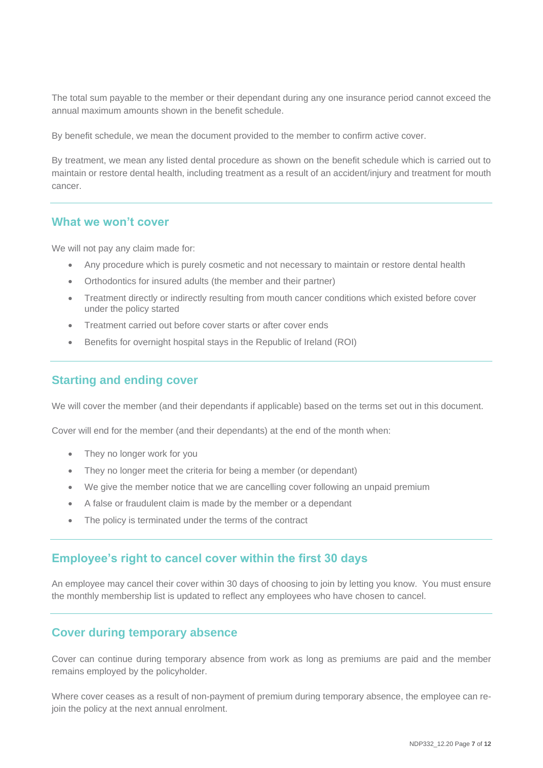The total sum payable to the member or their dependant during any one insurance period cannot exceed the annual maximum amounts shown in the benefit schedule.

By benefit schedule, we mean the document provided to the member to confirm active cover.

By treatment, we mean any listed dental procedure as shown on the benefit schedule which is carried out to maintain or restore dental health, including treatment as a result of an accident/injury and treatment for mouth cancer.

## What we won't cover

We will not pay any claim made for:

- Any procedure which is purely cosmetic and not necessary to maintain or restore dental health
- Orthodontics for insured adults (the member and their partner)
- Treatment directly or indirectly resulting from mouth cancer conditions which existed before cover under the policy started
- Treatment carried out before cover starts or after cover ends
- Benefits for overnight hospital stays in the Republic of Ireland (ROI)

## Starting and ending cover

We will cover the member (and their dependants if applicable) based on the terms set out in this document.

Cover will end for the member (and their dependants) at the end of the month when:

- They no longer work for you
- They no longer meet the criteria for being a member (or dependant)
- We give the member notice that we are cancelling cover following an unpaid premium
- A false or fraudulent claim is made by the member or a dependant
- The policy is terminated under the terms of the contract

## Employee's right to cancel cover within the first 30 days

An employee may cancel their cover within 30 days of choosing to join by letting you know. You must ensure the monthly membership list is updated to reflect any employees who have chosen to cancel.

## Cover during temporary absence

Cover can continue during temporary absence from work as long as premiums are paid and the member remains employed by the policyholder.

Where cover ceases as a result of non-payment of premium during temporary absence, the employee can re-join the policy at the next annual enrolment.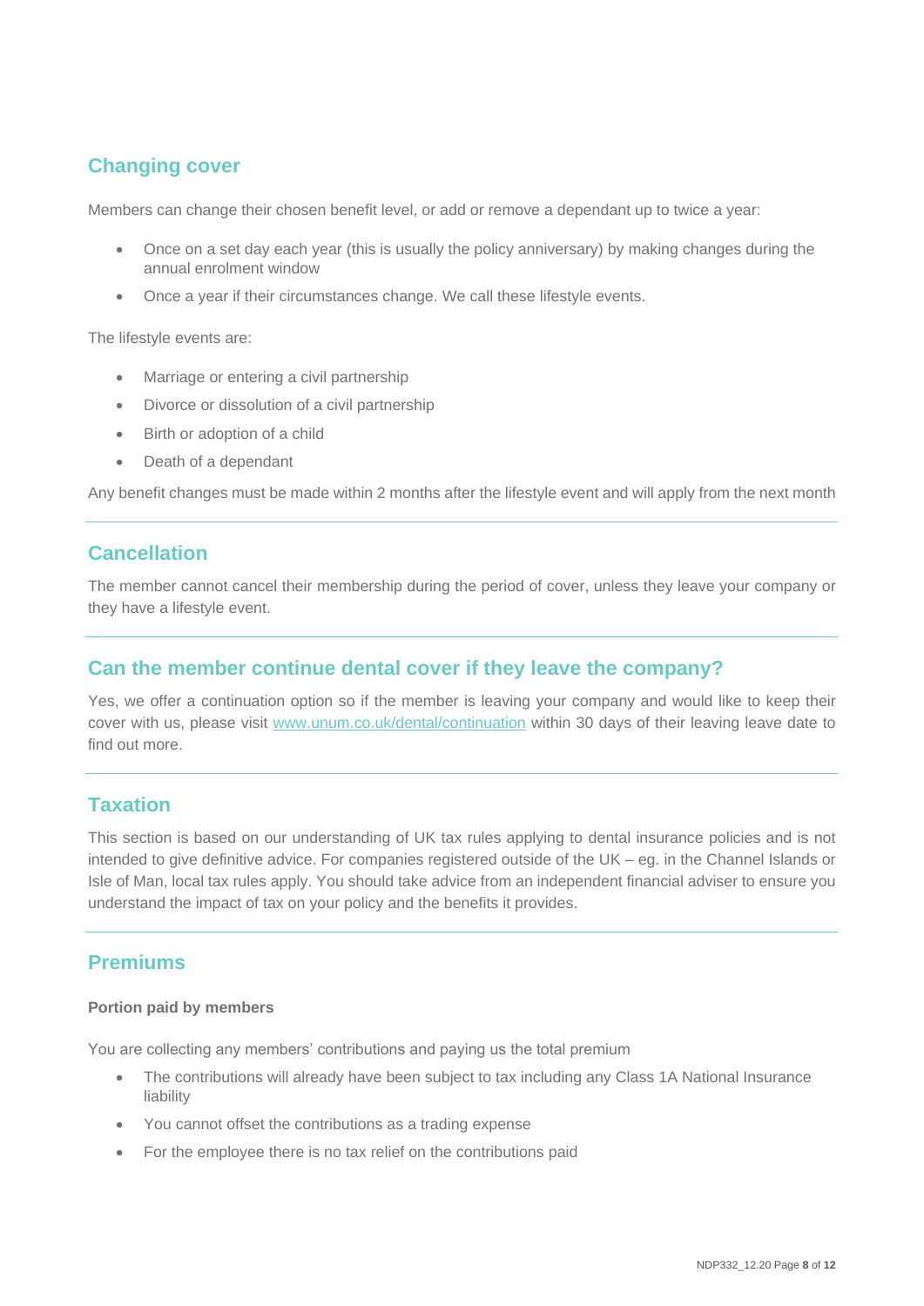## Changing cover

Members can change their chosen benefit level, or add or remove a dependant up to twice a year:

- Once on a set day each year (this is usually the policy anniversary) by making changes during the annual enrolment window
- Once a year if their circumstances change. We call these lifestyle events.

The lifestyle events are:

- Marriage or entering a civil partnership
- Divorce or dissolution of a civil partnership
- Birth or adoption of a child
- Death of a dependant

Any benefit changes must be made within 2 months after the lifestyle event and will apply from the next month

## Cancellation

The member cannot cancel their membership during the period of cover, unless they leave your company or they have a lifestyle event.

## Can the member continue dental cover if they leave the company?

Yes, we offer a continuation option so if the member is leaving your company and would like to keep their cover with us, please visit [www.unum.co.uk/dental/continuation](http://www.unum.co.uk/dental/continuation) within 30 days of their leaving leave date to find out more.

## Taxation

This section is based on our understanding of UK tax rules applying to dental insurance policies and is not intended to give definitive advice. For companies registered outside of the UK – eg. in the Channel Islands or Isle of Man, local tax rules apply. You should take advice from an independent financial adviser to ensure you understand the impact of tax on your policy and the benefits it provides.

## Premiums

**Portion paid by members**

You are collecting any members' contributions and paying us the total premium

- The contributions will already have been subject to tax including any Class 1A National Insurance liability
- You cannot offset the contributions as a trading expense
- For the employee there is no tax relief on the contributions paid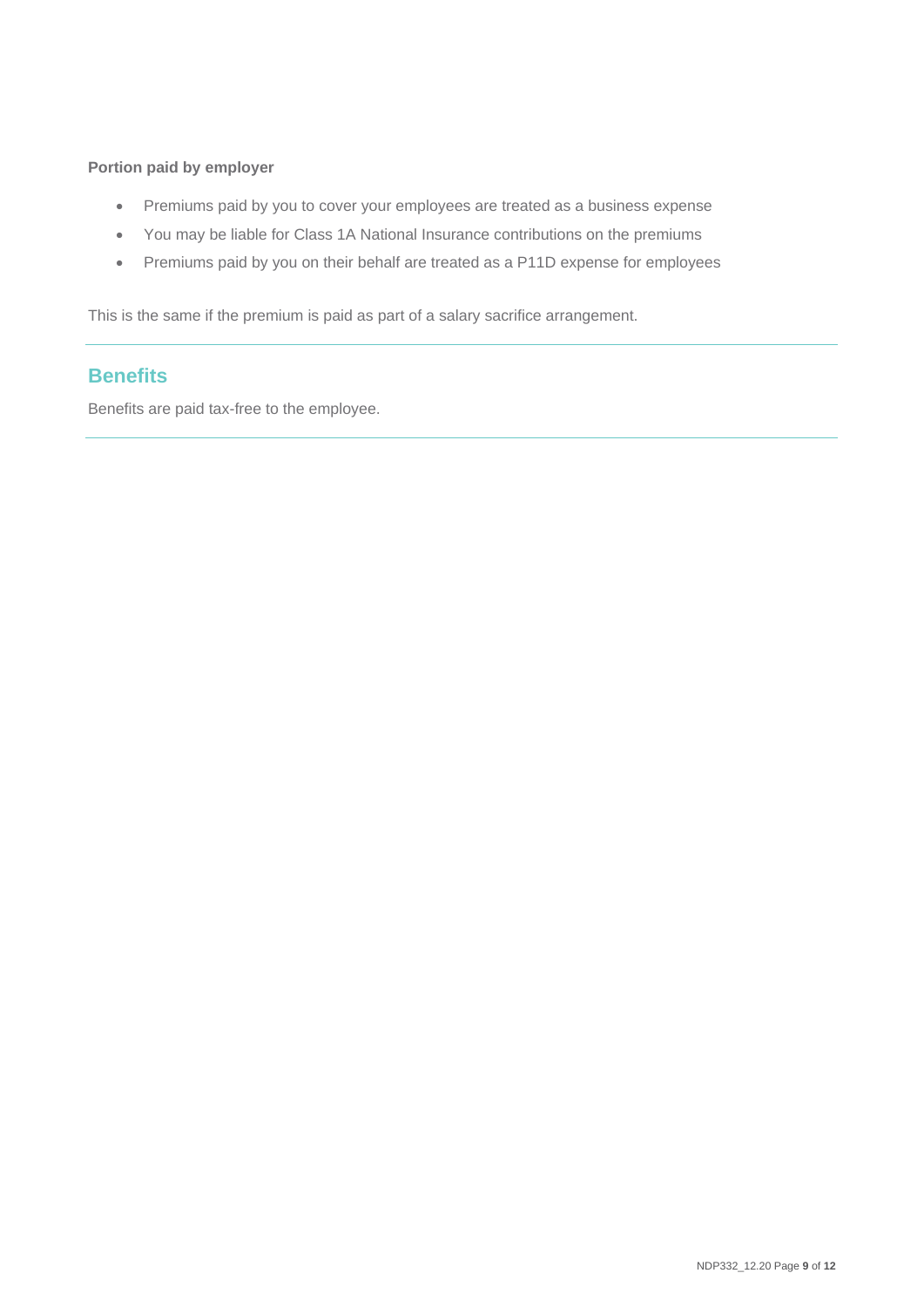**Portion paid by employer**

- Premiums paid by you to cover your employees are treated as a business expense
- You may be liable for Class 1A National Insurance contributions on the premiums
- Premiums paid by you on their behalf are treated as a P11D expense for employees

This is the same if the premium is paid as part of a salary sacrifice arrangement.

## Benefits

Benefits are paid tax-free to the employee.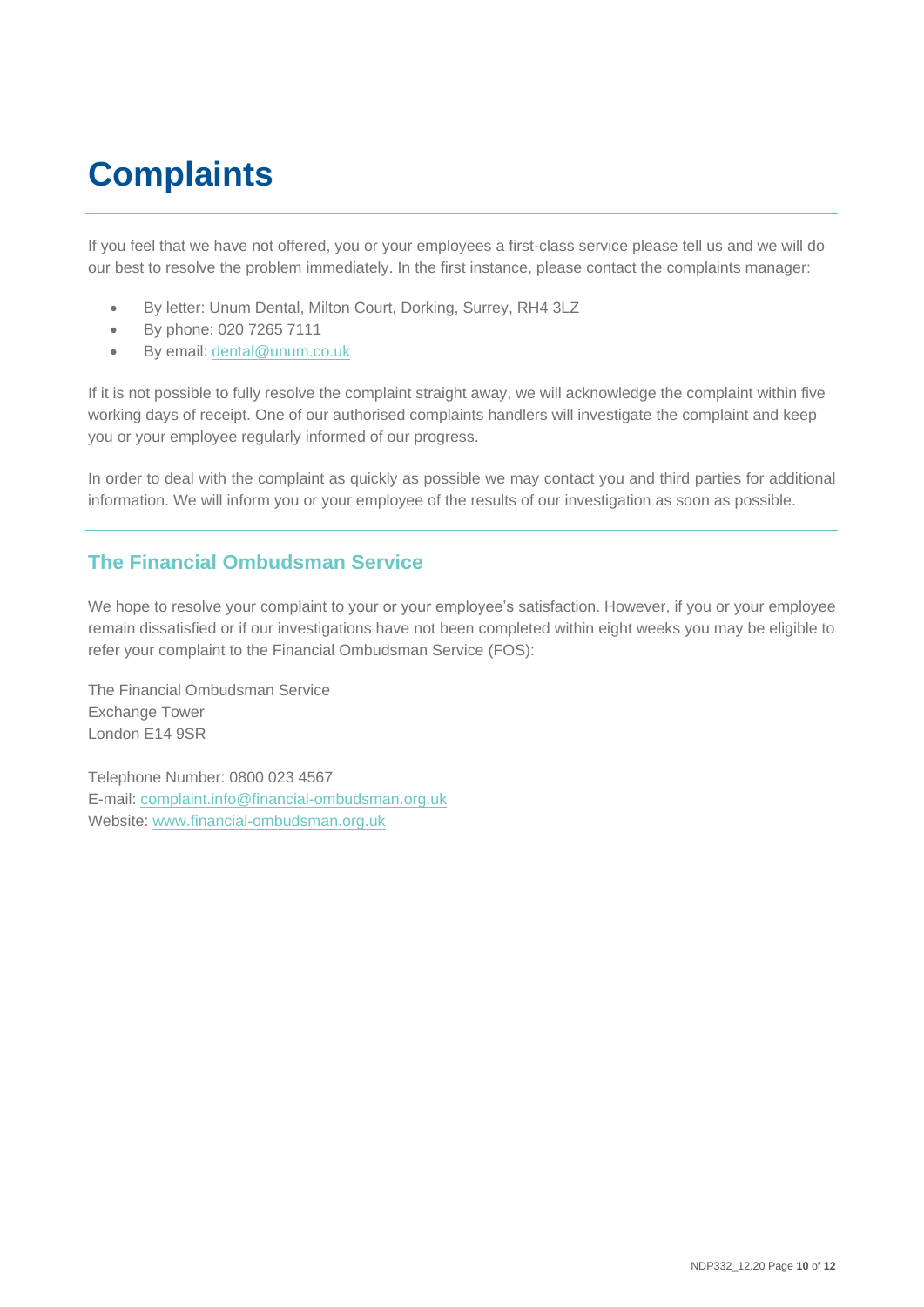# Complaints

If you feel that we have not offered, you or your employees a first-class service please tell us and we will do our best to resolve the problem immediately. In the first instance, please contact the complaints manager:

- By letter: Unum Dental, Milton Court, Dorking, Surrey, RH4 3LZ
- By phone: 020 7265 7111
- By email: dental@unum.co.uk

If it is not possible to fully resolve the complaint straight away, we will acknowledge the complaint within five working days of receipt. One of our authorised complaints handlers will investigate the complaint and keep you or your employee regularly informed of our progress.

In order to deal with the complaint as quickly as possible we may contact you and third parties for additional information. We will inform you or your employee of the results of our investigation as soon as possible.

## The Financial Ombudsman Service

We hope to resolve your complaint to your or your employee's satisfaction. However, if you or your employee remain dissatisfied or if our investigations have not been completed within eight weeks you may be eligible to refer your complaint to the Financial Ombudsman Service (FOS):

The Financial Ombudsman Service
Exchange Tower
London E14 9SR

Telephone Number: 0800 023 4567
E-mail: complaint.info@financial-ombudsman.org.uk
Website: www.financial-ombudsman.org.uk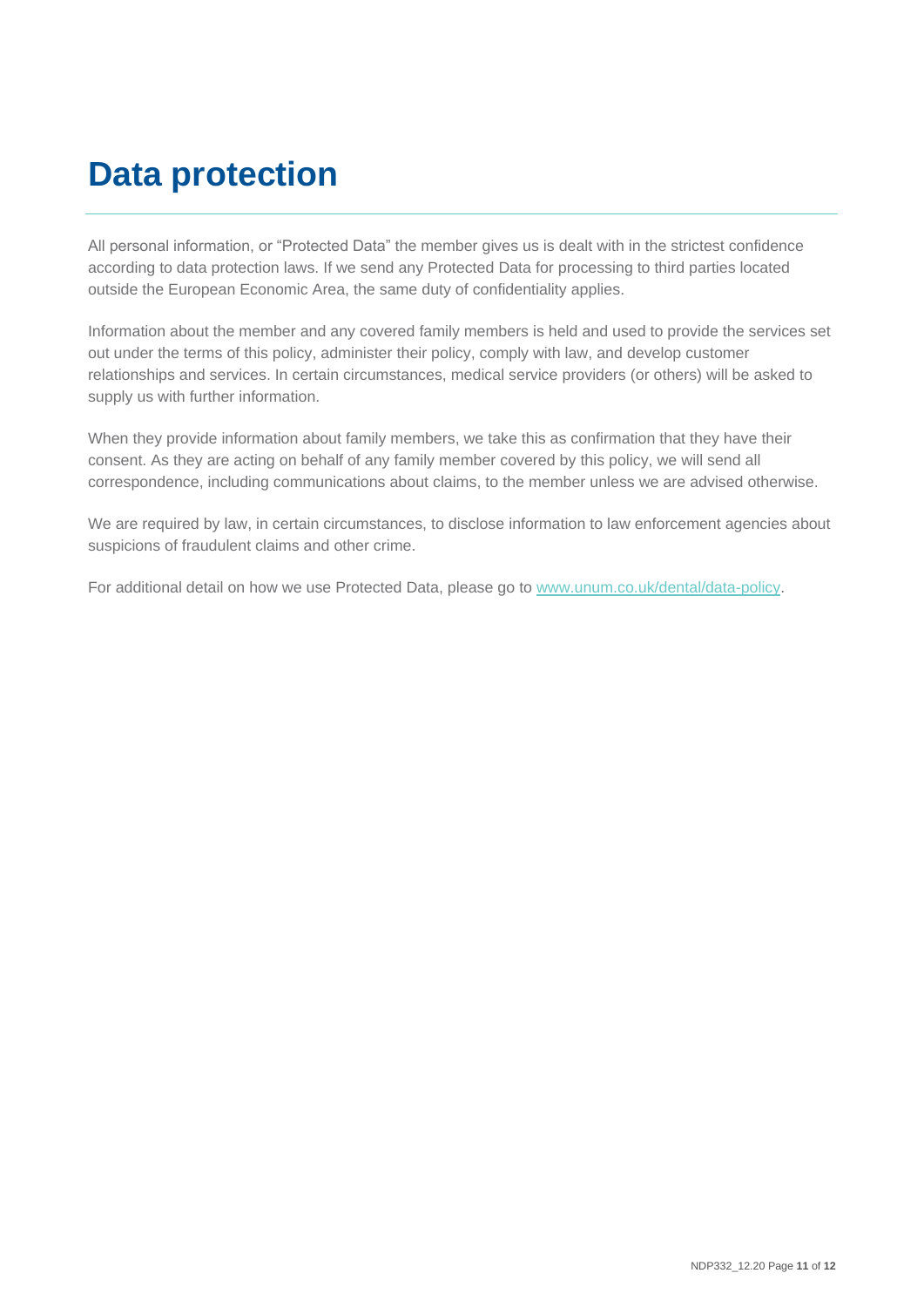# Data protection

All personal information, or "Protected Data" the member gives us is dealt with in the strictest confidence according to data protection laws. If we send any Protected Data for processing to third parties located outside the European Economic Area, the same duty of confidentiality applies.

Information about the member and any covered family members is held and used to provide the services set out under the terms of this policy, administer their policy, comply with law, and develop customer relationships and services. In certain circumstances, medical service providers (or others) will be asked to supply us with further information.

When they provide information about family members, we take this as confirmation that they have their consent. As they are acting on behalf of any family member covered by this policy, we will send all correspondence, including communications about claims, to the member unless we are advised otherwise.

We are required by law, in certain circumstances, to disclose information to law enforcement agencies about suspicions of fraudulent claims and other crime.

For additional detail on how we use Protected Data, please go to [www.unum.co.uk/dental/data-policy](http://www.unum.co.uk/dental/data-policy).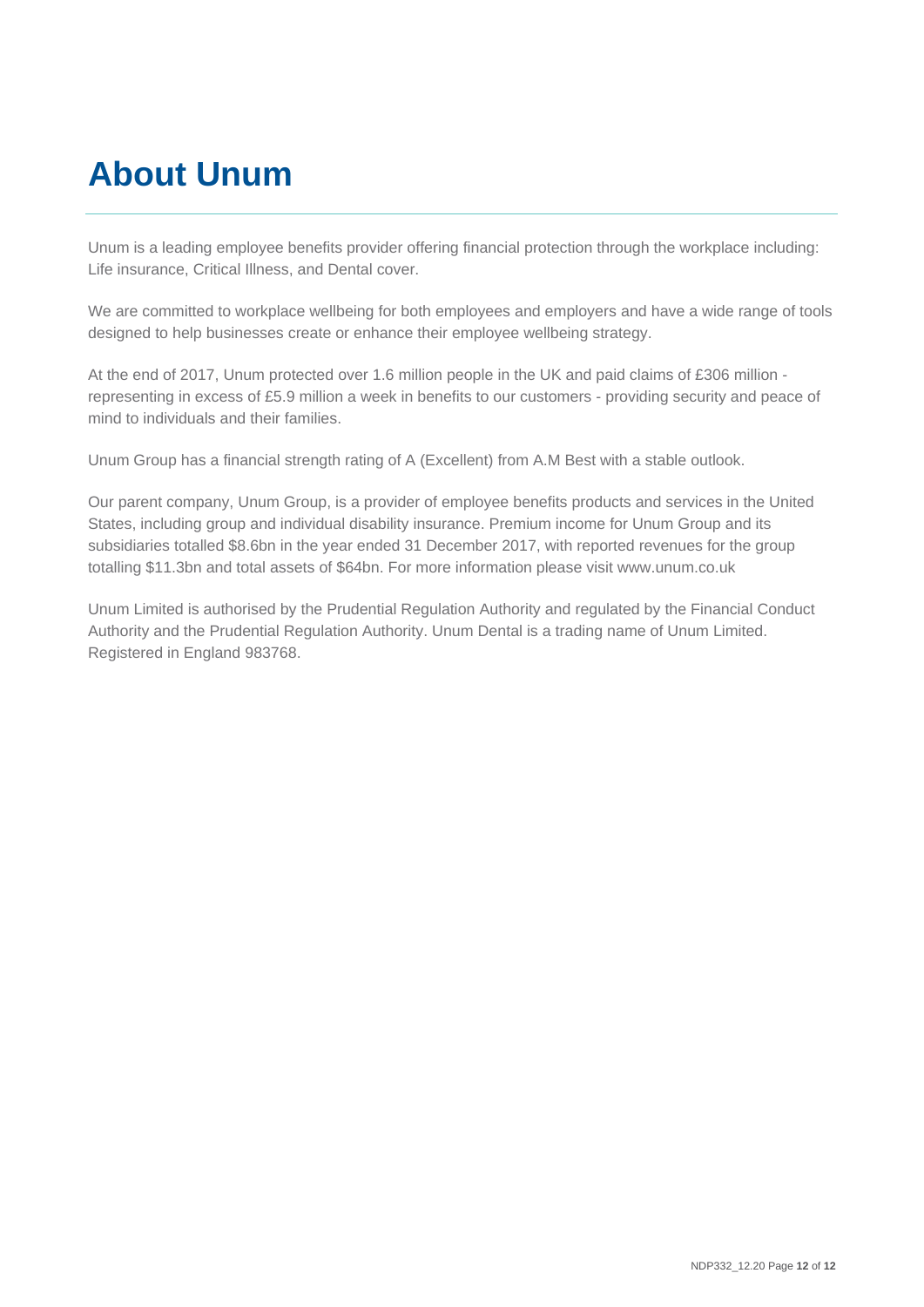# About Unum

Unum is a leading employee benefits provider offering financial protection through the workplace including: Life insurance, Critical Illness, and Dental cover.

We are committed to workplace wellbeing for both employees and employers and have a wide range of tools designed to help businesses create or enhance their employee wellbeing strategy.

At the end of 2017, Unum protected over 1.6 million people in the UK and paid claims of £306 million - representing in excess of £5.9 million a week in benefits to our customers - providing security and peace of mind to individuals and their families.

Unum Group has a financial strength rating of A (Excellent) from A.M Best with a stable outlook.

Our parent company, Unum Group, is a provider of employee benefits products and services in the United States, including group and individual disability insurance. Premium income for Unum Group and its subsidiaries totalled $8.6bn in the year ended 31 December 2017, with reported revenues for the group totalling $11.3bn and total assets of $64bn. For more information please visit www.unum.co.uk

Unum Limited is authorised by the Prudential Regulation Authority and regulated by the Financial Conduct Authority and the Prudential Regulation Authority. Unum Dental is a trading name of Unum Limited. Registered in England 983768.

NDP332_12.20